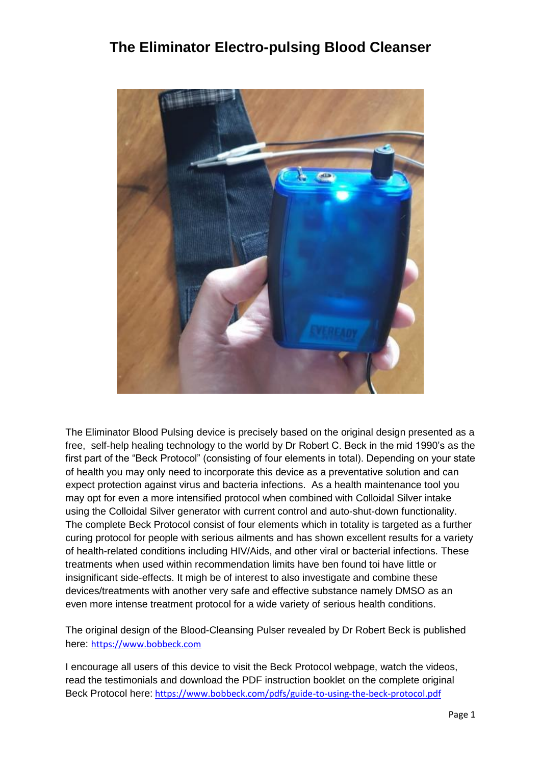# The Eliminator Electro-pulsing Blood Cleanser

The Eliminator Blood Pulsing device is precisely based on the original design presented as a free, self-help healing technology to the world by Dr Robert C. Beck in the mid 1990's as the first part of the "Beck Protocol" (consisting of four elements in total). Depending on your state of health you may only need to incorporate this device as a preventative solution and can expect protection against virus and bacteria infections. As a health maintenance tool you may opt for even a more intensified protocol when combined with Colloidal Silver intake using the Colloidal Silver generator with current control and auto-shut-down functionality. The complete Beck Protocol consist of four elements which in totality is targeted as a further curing protocol for people with serious ailments and has shown excellent results for a variety of health-related conditions including HIV/Aids, and other viral or bacterial infections. These treatments when used within recommendation limits have ben found toi have little or insignificant side-effects. It migh be of interest to also investigate and combine these devices/treatments with another very safe and effective substance namely DMSO as an even more intense treatment protocol for a wide variety of serious health conditions.

The original design of the Blood-Cleansing Pulser revealed by Dr Robert Beck is published here: https://www.bobbeck.com

I encourage all users of this device to visit the Beck Protocol webpage, watch the videos, read the testimonials and download the PDF instruction booklet on the complete original Beck Protocol here: https://www.bobbeck.com/pdfs/guide-to-using-the-beck-protocol.pdf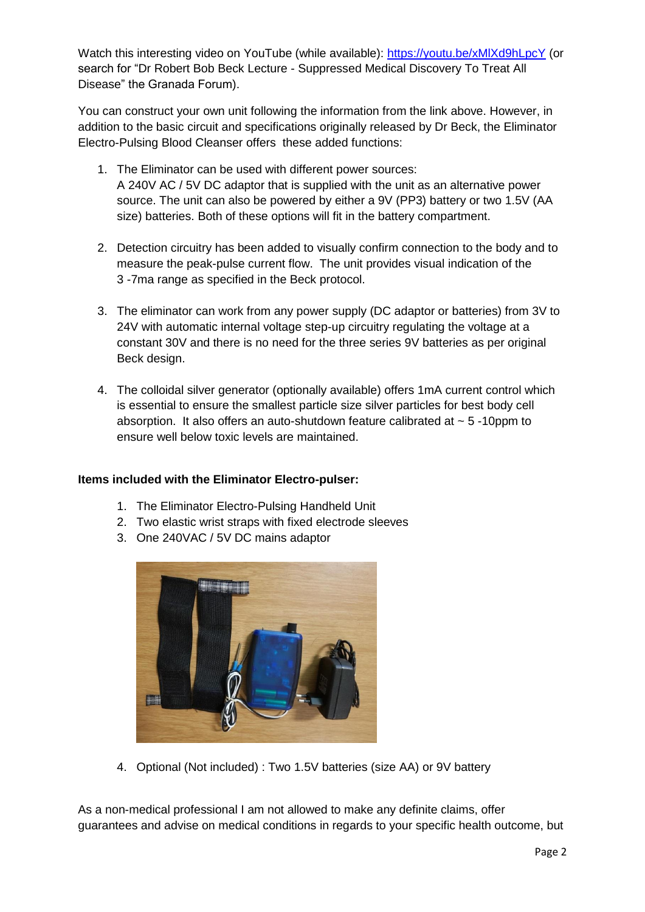Watch this interesting video on YouTube (while available): https://youtu.be/xMlXd9hLpcY (or search for "Dr Robert Bob Beck Lecture - Suppressed Medical Discovery To Treat All Disease" the Granada Forum).

You can construct your own unit following the information from the link above. However, in addition to the basic circuit and specifications originally released by Dr Beck, the Eliminator Electro-Pulsing Blood Cleanser offers these added functions:

1. The Eliminator can be used with different power sources:
   A 240V AC / 5V DC adaptor that is supplied with the unit as an alternative power source. The unit can also be powered by either a 9V (PP3) battery or two 1.5V (AA size) batteries. Both of these options will fit in the battery compartment.

2. Detection circuitry has been added to visually confirm connection to the body and to measure the peak-pulse current flow. The unit provides visual indication of the 3 -7ma range as specified in the Beck protocol.

3. The eliminator can work from any power supply (DC adaptor or batteries) from 3V to 24V with automatic internal voltage step-up circuitry regulating the voltage at a constant 30V and there is no need for the three series 9V batteries as per original Beck design.

4. The colloidal silver generator (optionally available) offers 1mA current control which is essential to ensure the smallest particle size silver particles for best body cell absorption. It also offers an auto-shutdown feature calibrated at ~ 5 -10ppm to ensure well below toxic levels are maintained.

**Items included with the Eliminator Electro-pulser:**

1. The Eliminator Electro-Pulsing Handheld Unit
2. Two elastic wrist straps with fixed electrode sleeves
3. One 240VAC / 5V DC mains adaptor
4. Optional (Not included) : Two 1.5V batteries (size AA) or 9V battery

As a non-medical professional I am not allowed to make any definite claims, offer guarantees and advise on medical conditions in regards to your specific health outcome, but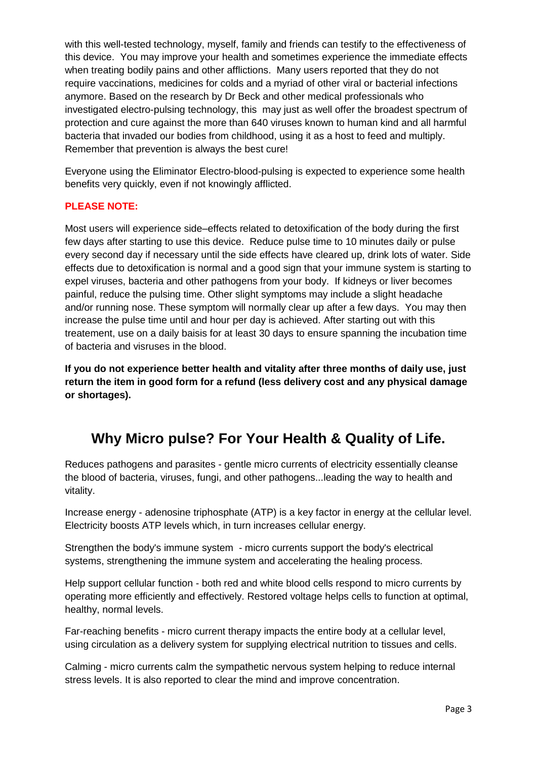with this well-tested technology, myself, family and friends can testify to the effectiveness of this device. You may improve your health and sometimes experience the immediate effects when treating bodily pains and other afflictions. Many users reported that they do not require vaccinations, medicines for colds and a myriad of other viral or bacterial infections anymore. Based on the research by Dr Beck and other medical professionals who investigated electro-pulsing technology, this may just as well offer the broadest spectrum of protection and cure against the more than 640 viruses known to human kind and all harmful bacteria that invaded our bodies from childhood, using it as a host to feed and multiply. Remember that prevention is always the best cure!

Everyone using the Eliminator Electro-blood-pulsing is expected to experience some health benefits very quickly, even if not knowingly afflicted.

**PLEASE NOTE:**

Most users will experience side–effects related to detoxification of the body during the first few days after starting to use this device. Reduce pulse time to 10 minutes daily or pulse every second day if necessary until the side effects have cleared up, drink lots of water. Side effects due to detoxification is normal and a good sign that your immune system is starting to expel viruses, bacteria and other pathogens from your body. If kidneys or liver becomes painful, reduce the pulsing time. Other slight symptoms may include a slight headache and/or running nose. These symptom will normally clear up after a few days. You may then increase the pulse time until and hour per day is achieved. After starting out with this treatement, use on a daily baisis for at least 30 days to ensure spanning the incubation time of bacteria and visruses in the blood.

**If you do not experience better health and vitality after three months of daily use, just return the item in good form for a refund (less delivery cost and any physical damage or shortages).**

## Why Micro pulse? For Your Health & Quality of Life.

Reduces pathogens and parasites - gentle micro currents of electricity essentially cleanse the blood of bacteria, viruses, fungi, and other pathogens...leading the way to health and vitality.

Increase energy - adenosine triphosphate (ATP) is a key factor in energy at the cellular level. Electricity boosts ATP levels which, in turn increases cellular energy.

Strengthen the body's immune system - micro currents support the body's electrical systems, strengthening the immune system and accelerating the healing process.

Help support cellular function - both red and white blood cells respond to micro currents by operating more efficiently and effectively. Restored voltage helps cells to function at optimal, healthy, normal levels.

Far-reaching benefits - micro current therapy impacts the entire body at a cellular level, using circulation as a delivery system for supplying electrical nutrition to tissues and cells.

Calming - micro currents calm the sympathetic nervous system helping to reduce internal stress levels. It is also reported to clear the mind and improve concentration.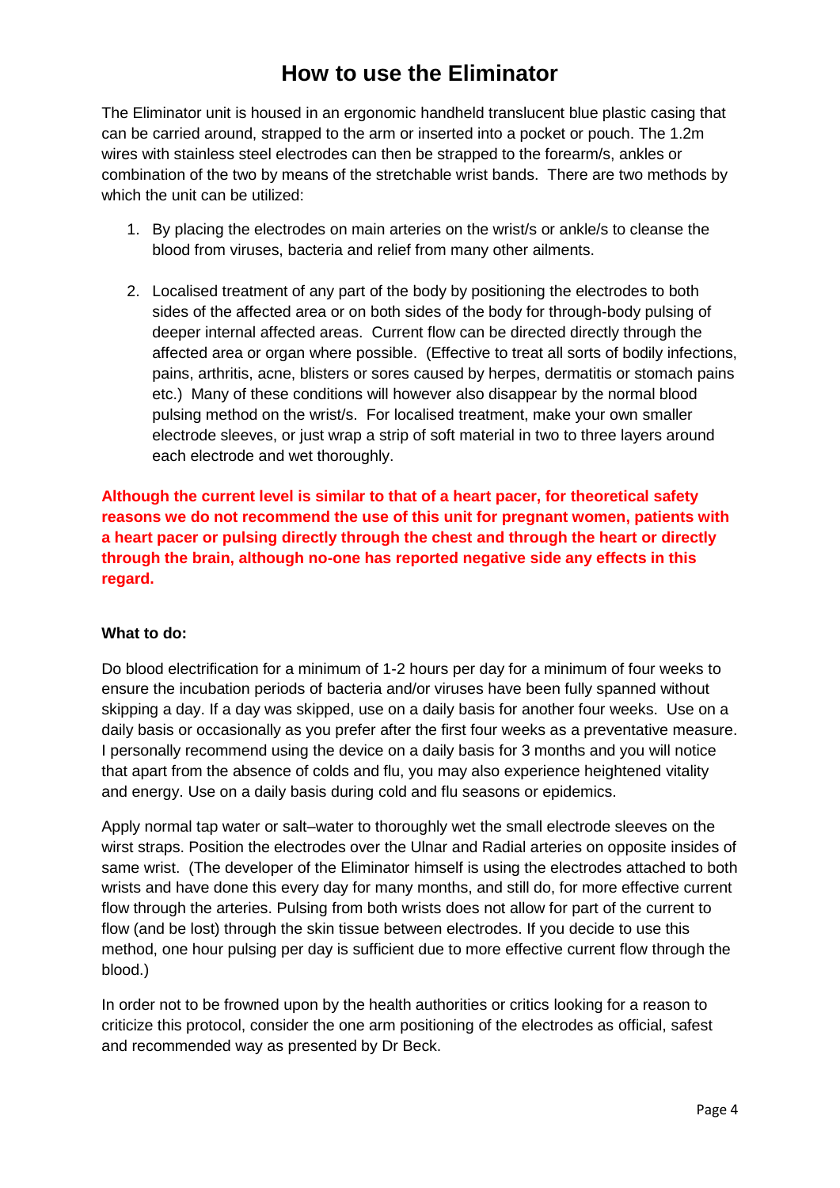# How to use the Eliminator

The Eliminator unit is housed in an ergonomic handheld translucent blue plastic casing that can be carried around, strapped to the arm or inserted into a pocket or pouch. The 1.2m wires with stainless steel electrodes can then be strapped to the forearm/s, ankles or combination of the two by means of the stretchable wrist bands. There are two methods by which the unit can be utilized:

1. By placing the electrodes on main arteries on the wrist/s or ankle/s to cleanse the blood from viruses, bacteria and relief from many other ailments.

2. Localised treatment of any part of the body by positioning the electrodes to both sides of the affected area or on both sides of the body for through-body pulsing of deeper internal affected areas. Current flow can be directed directly through the affected area or organ where possible. (Effective to treat all sorts of bodily infections, pains, arthritis, acne, blisters or sores caused by herpes, dermatitis or stomach pains etc.) Many of these conditions will however also disappear by the normal blood pulsing method on the wrist/s. For localised treatment, make your own smaller electrode sleeves, or just wrap a strip of soft material in two to three layers around each electrode and wet thoroughly.

**Although the current level is similar to that of a heart pacer, for theoretical safety reasons we do not recommend the use of this unit for pregnant women, patients with a heart pacer or pulsing directly through the chest and through the heart or directly through the brain, although no-one has reported negative side any effects in this regard.**

**What to do:**

Do blood electrification for a minimum of 1-2 hours per day for a minimum of four weeks to ensure the incubation periods of bacteria and/or viruses have been fully spanned without skipping a day. If a day was skipped, use on a daily basis for another four weeks. Use on a daily basis or occasionally as you prefer after the first four weeks as a preventative measure. I personally recommend using the device on a daily basis for 3 months and you will notice that apart from the absence of colds and flu, you may also experience heightened vitality and energy. Use on a daily basis during cold and flu seasons or epidemics.

Apply normal tap water or salt–water to thoroughly wet the small electrode sleeves on the wrist straps. Position the electrodes over the Ulnar and Radial arteries on opposite insides of same wrist. (The developer of the Eliminator himself is using the electrodes attached to both wrists and have done this every day for many months, and still do, for more effective current flow through the arteries. Pulsing from both wrists does not allow for part of the current to flow (and be lost) through the skin tissue between electrodes. If you decide to use this method, one hour pulsing per day is sufficient due to more effective current flow through the blood.)

In order not to be frowned upon by the health authorities or critics looking for a reason to criticize this protocol, consider the one arm positioning of the electrodes as official, safest and recommended way as presented by Dr Beck.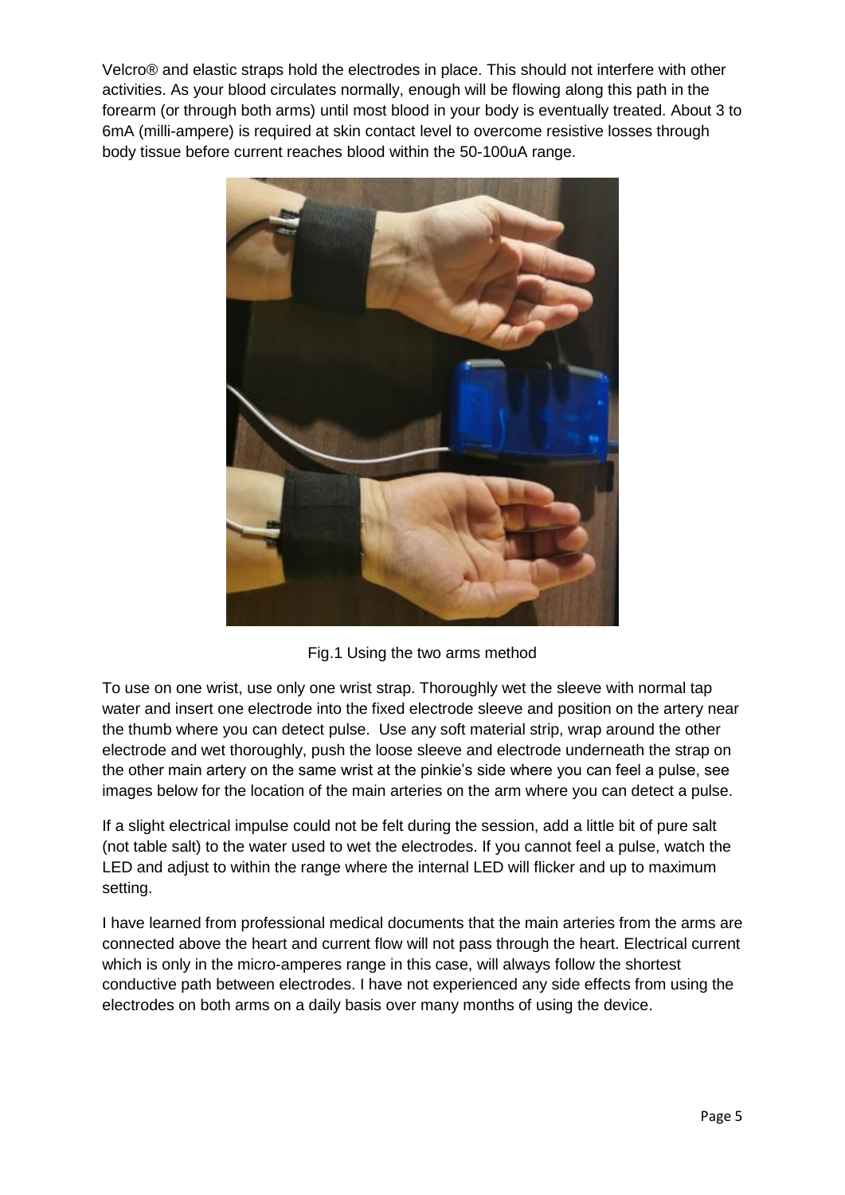Velcro® and elastic straps hold the electrodes in place. This should not interfere with other activities. As your blood circulates normally, enough will be flowing along this path in the forearm (or through both arms) until most blood in your body is eventually treated. About 3 to 6mA (milli-ampere) is required at skin contact level to overcome resistive losses through body tissue before current reaches blood within the 50-100uA range.

Fig.1 Using the two arms method

To use on one wrist, use only one wrist strap. Thoroughly wet the sleeve with normal tap water and insert one electrode into the fixed electrode sleeve and position on the artery near the thumb where you can detect pulse. Use any soft material strip, wrap around the other electrode and wet thoroughly, push the loose sleeve and electrode underneath the strap on the other main artery on the same wrist at the pinkie's side where you can feel a pulse, see images below for the location of the main arteries on the arm where you can detect a pulse.

If a slight electrical impulse could not be felt during the session, add a little bit of pure salt (not table salt) to the water used to wet the electrodes. If you cannot feel a pulse, watch the LED and adjust to within the range where the internal LED will flicker and up to maximum setting.

I have learned from professional medical documents that the main arteries from the arms are connected above the heart and current flow will not pass through the heart. Electrical current which is only in the micro-amperes range in this case, will always follow the shortest conductive path between electrodes. I have not experienced any side effects from using the electrodes on both arms on a daily basis over many months of using the device.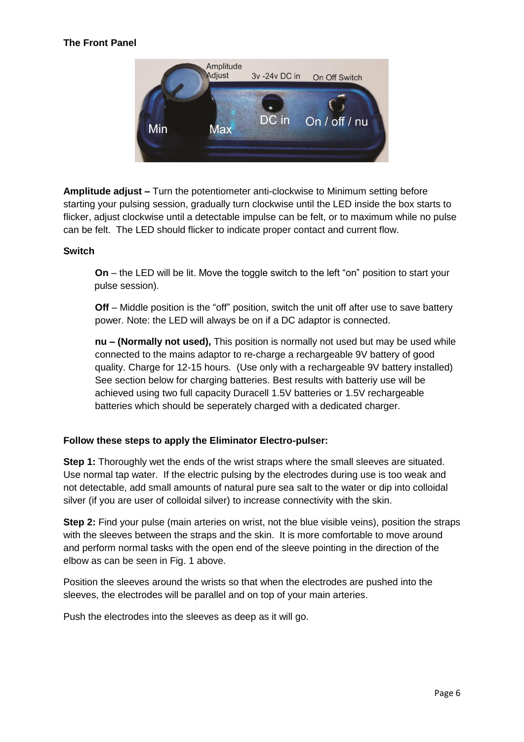**The Front Panel**

**Amplitude adjust –** Turn the potentiometer anti-clockwise to Minimum setting before starting your pulsing session, gradually turn clockwise until the LED inside the box starts to flicker, adjust clockwise until a detectable impulse can be felt, or to maximum while no pulse can be felt. The LED should flicker to indicate proper contact and current flow.

**Switch**

**On** – the LED will be lit. Move the toggle switch to the left "on" position to start your pulse session).

**Off** – Middle position is the "off" position, switch the unit off after use to save battery power. Note: the LED will always be on if a DC adaptor is connected.

**nu – (Normally not used),** This position is normally not used but may be used while connected to the mains adaptor to re-charge a rechargeable 9V battery of good quality. Charge for 12-15 hours. (Use only with a rechargeable 9V battery installed) See section below for charging batteries. Best results with batteriy use will be achieved using two full capacity Duracell 1.5V batteries or 1.5V rechargeable batteries which should be seperately charged with a dedicated charger.

**Follow these steps to apply the Eliminator Electro-pulser:**

**Step 1:** Thoroughly wet the ends of the wrist straps where the small sleeves are situated. Use normal tap water. If the electric pulsing by the electrodes during use is too weak and not detectable, add small amounts of natural pure sea salt to the water or dip into colloidal silver (if you are user of colloidal silver) to increase connectivity with the skin.

**Step 2:** Find your pulse (main arteries on wrist, not the blue visible veins), position the straps with the sleeves between the straps and the skin. It is more comfortable to move around and perform normal tasks with the open end of the sleeve pointing in the direction of the elbow as can be seen in Fig. 1 above.

Position the sleeves around the wrists so that when the electrodes are pushed into the sleeves, the electrodes will be parallel and on top of your main arteries.

Push the electrodes into the sleeves as deep as it will go.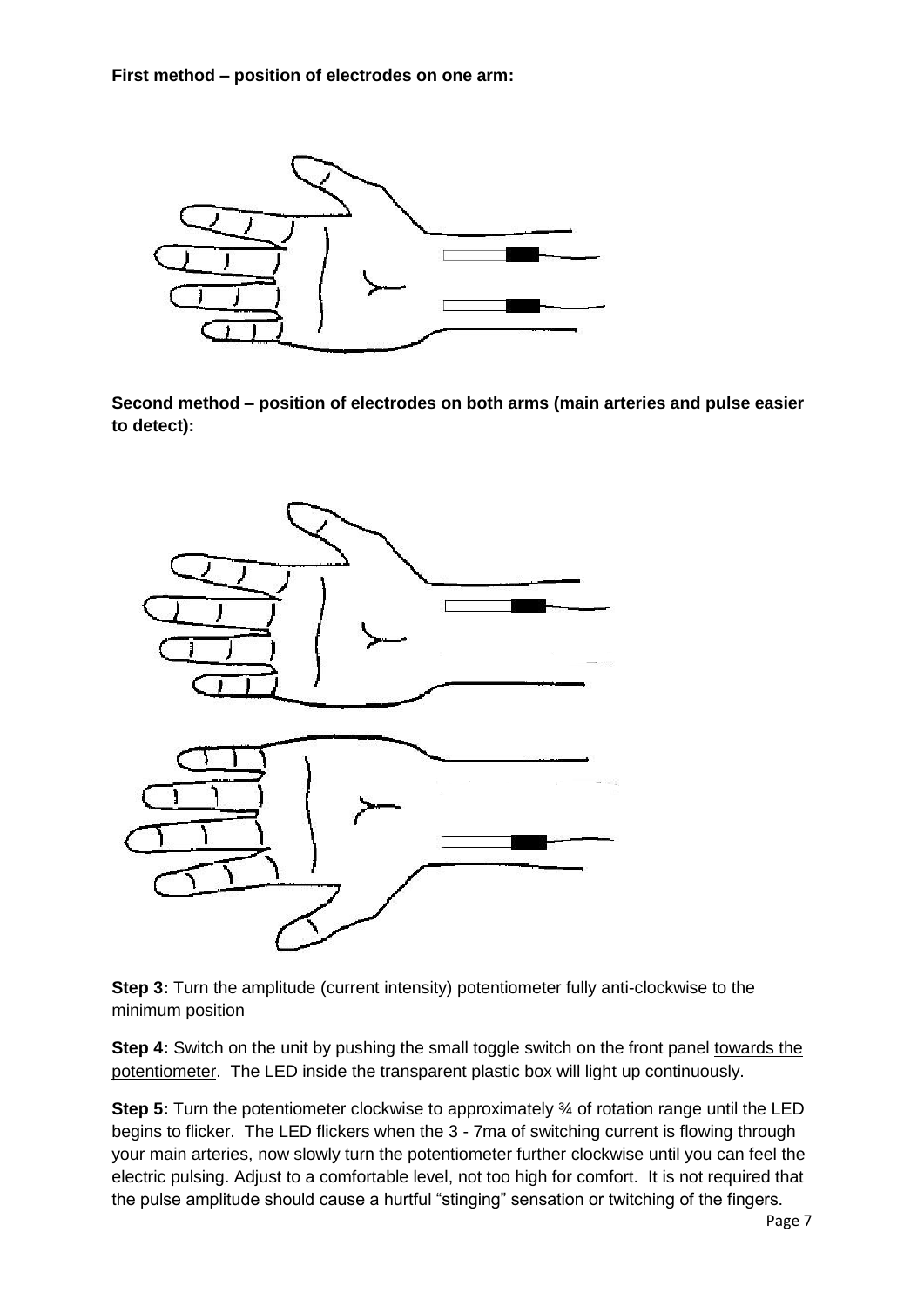**First method – position of electrodes on one arm:**

**Second method – position of electrodes on both arms (main arteries and pulse easier to detect):**

**Step 3:** Turn the amplitude (current intensity) potentiometer fully anti-clockwise to the minimum position

**Step 4:** Switch on the unit by pushing the small toggle switch on the front panel towards the potentiometer. The LED inside the transparent plastic box will light up continuously.

**Step 5:** Turn the potentiometer clockwise to approximately ¾ of rotation range until the LED begins to flicker. The LED flickers when the 3 - 7ma of switching current is flowing through your main arteries, now slowly turn the potentiometer further clockwise until you can feel the electric pulsing. Adjust to a comfortable level, not too high for comfort. It is not required that the pulse amplitude should cause a hurtful "stinging" sensation or twitching of the fingers.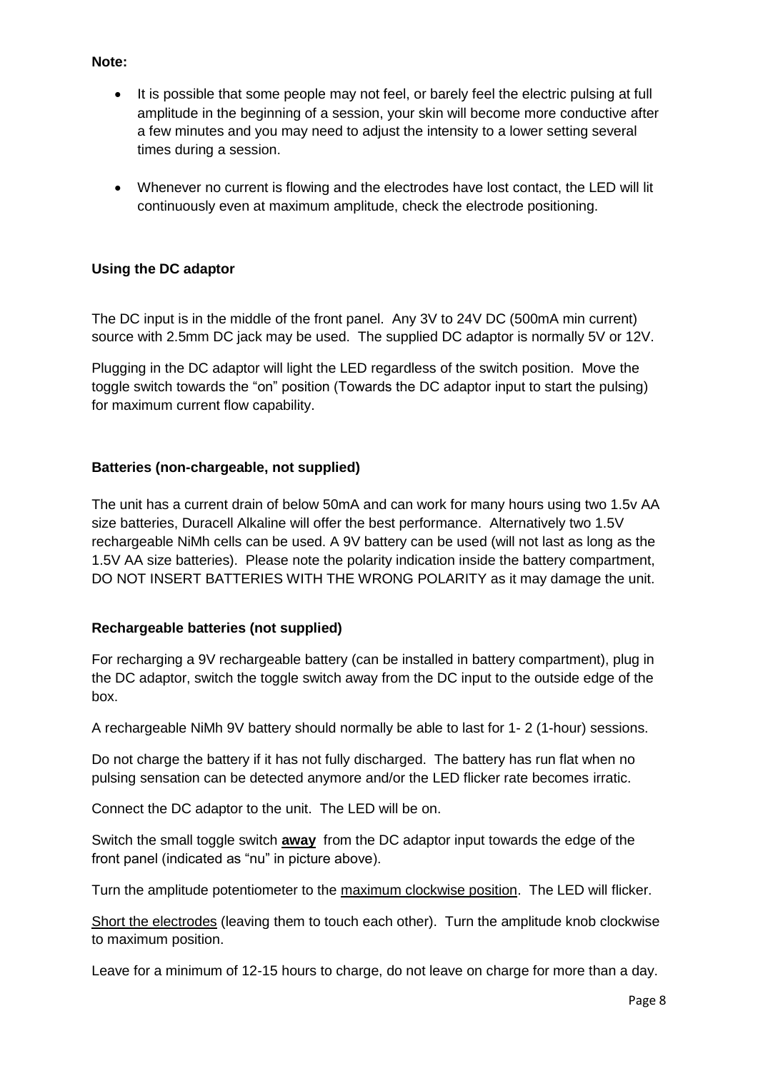**Note:**

- It is possible that some people may not feel, or barely feel the electric pulsing at full amplitude in the beginning of a session, your skin will become more conductive after a few minutes and you may need to adjust the intensity to a lower setting several times during a session.
- Whenever no current is flowing and the electrodes have lost contact, the LED will lit continuously even at maximum amplitude, check the electrode positioning.

**Using the DC adaptor**

The DC input is in the middle of the front panel. Any 3V to 24V DC (500mA min current) source with 2.5mm DC jack may be used. The supplied DC adaptor is normally 5V or 12V.

Plugging in the DC adaptor will light the LED regardless of the switch position. Move the toggle switch towards the "on" position (Towards the DC adaptor input to start the pulsing) for maximum current flow capability.

**Batteries (non-chargeable, not supplied)**

The unit has a current drain of below 50mA and can work for many hours using two 1.5v AA size batteries, Duracell Alkaline will offer the best performance. Alternatively two 1.5V rechargeable NiMh cells can be used. A 9V battery can be used (will not last as long as the 1.5V AA size batteries). Please note the polarity indication inside the battery compartment, DO NOT INSERT BATTERIES WITH THE WRONG POLARITY as it may damage the unit.

**Rechargeable batteries (not supplied)**

For recharging a 9V rechargeable battery (can be installed in battery compartment), plug in the DC adaptor, switch the toggle switch away from the DC input to the outside edge of the box.

A rechargeable NiMh 9V battery should normally be able to last for 1- 2 (1-hour) sessions.

Do not charge the battery if it has not fully discharged. The battery has run flat when no pulsing sensation can be detected anymore and/or the LED flicker rate becomes irratic.

Connect the DC adaptor to the unit. The LED will be on.

Switch the small toggle switch **away** from the DC adaptor input towards the edge of the front panel (indicated as "nu" in picture above).

Turn the amplitude potentiometer to the maximum clockwise position. The LED will flicker.

Short the electrodes (leaving them to touch each other). Turn the amplitude knob clockwise to maximum position.

Leave for a minimum of 12-15 hours to charge, do not leave on charge for more than a day.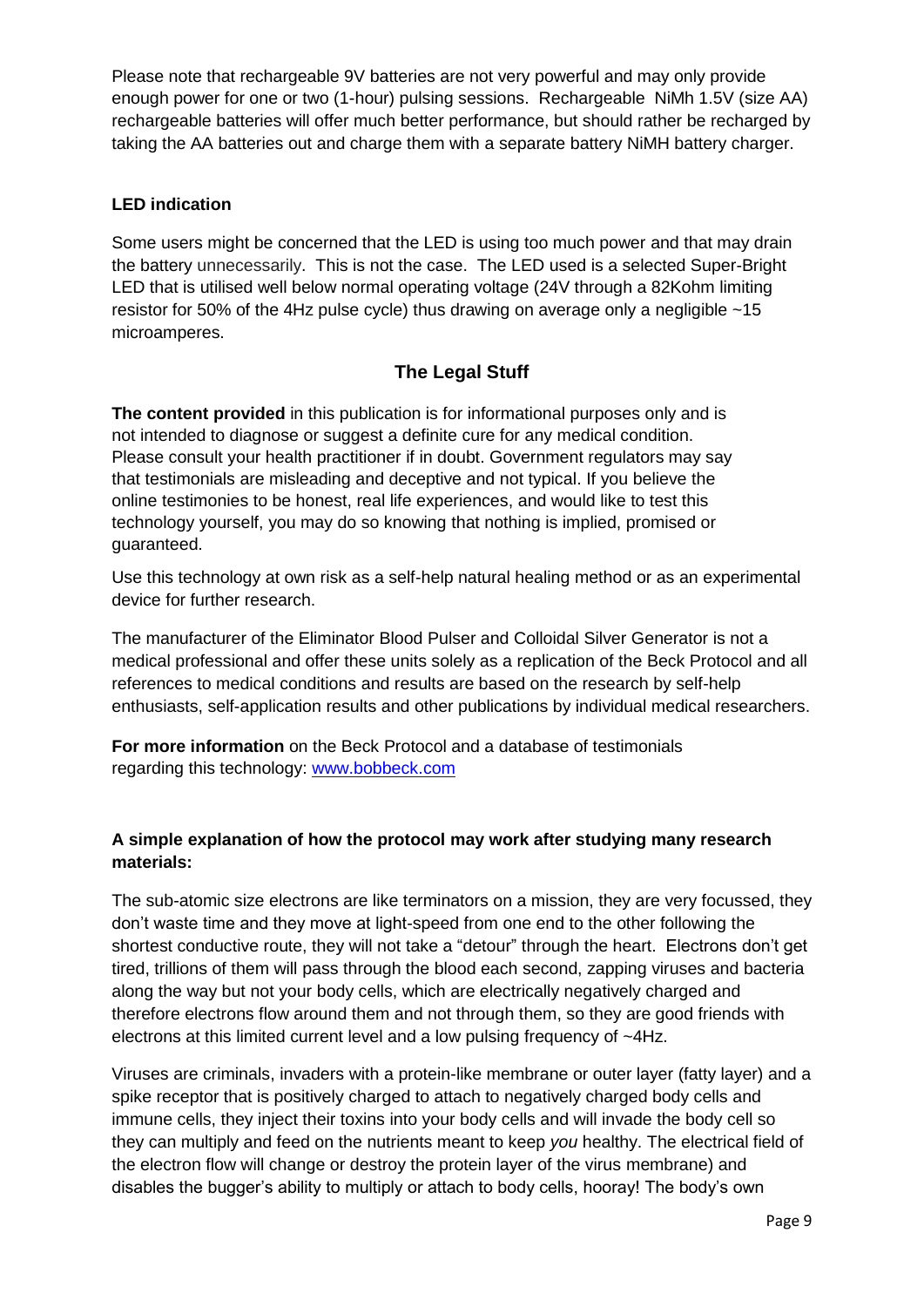Please note that rechargeable 9V batteries are not very powerful and may only provide enough power for one or two (1-hour) pulsing sessions. Rechargeable NiMh 1.5V (size AA) rechargeable batteries will offer much better performance, but should rather be recharged by taking the AA batteries out and charge them with a separate battery NiMH battery charger.

### LED indication

Some users might be concerned that the LED is using too much power and that may drain the battery unnecessarily. This is not the case. The LED used is a selected Super-Bright LED that is utilised well below normal operating voltage (24V through a 82Kohm limiting resistor for 50% of the 4Hz pulse cycle) thus drawing on average only a negligible ~15 microamperes.

## The Legal Stuff

**The content provided** in this publication is for informational purposes only and is not intended to diagnose or suggest a definite cure for any medical condition. Please consult your health practitioner if in doubt. Government regulators may say that testimonials are misleading and deceptive and not typical. If you believe the online testimonies to be honest, real life experiences, and would like to test this technology yourself, you may do so knowing that nothing is implied, promised or guaranteed.

Use this technology at own risk as a self-help natural healing method or as an experimental device for further research.

The manufacturer of the Eliminator Blood Pulser and Colloidal Silver Generator is not a medical professional and offer these units solely as a replication of the Beck Protocol and all references to medical conditions and results are based on the research by self-help enthusiasts, self-application results and other publications by individual medical researchers.

**For more information** on the Beck Protocol and a database of testimonials regarding this technology: [www.bobbeck.com](http://www.bobbeck.com)

### A simple explanation of how the protocol may work after studying many research materials:

The sub-atomic size electrons are like terminators on a mission, they are very focussed, they don't waste time and they move at light-speed from one end to the other following the shortest conductive route, they will not take a "detour" through the heart. Electrons don't get tired, trillions of them will pass through the blood each second, zapping viruses and bacteria along the way but not your body cells, which are electrically negatively charged and therefore electrons flow around them and not through them, so they are good friends with electrons at this limited current level and a low pulsing frequency of ~4Hz.

Viruses are criminals, invaders with a protein-like membrane or outer layer (fatty layer) and a spike receptor that is positively charged to attach to negatively charged body cells and immune cells, they inject their toxins into your body cells and will invade the body cell so they can multiply and feed on the nutrients meant to keep *you* healthy. The electrical field of the electron flow will change or destroy the protein layer of the virus membrane) and disables the bugger's ability to multiply or attach to body cells, hooray! The body's own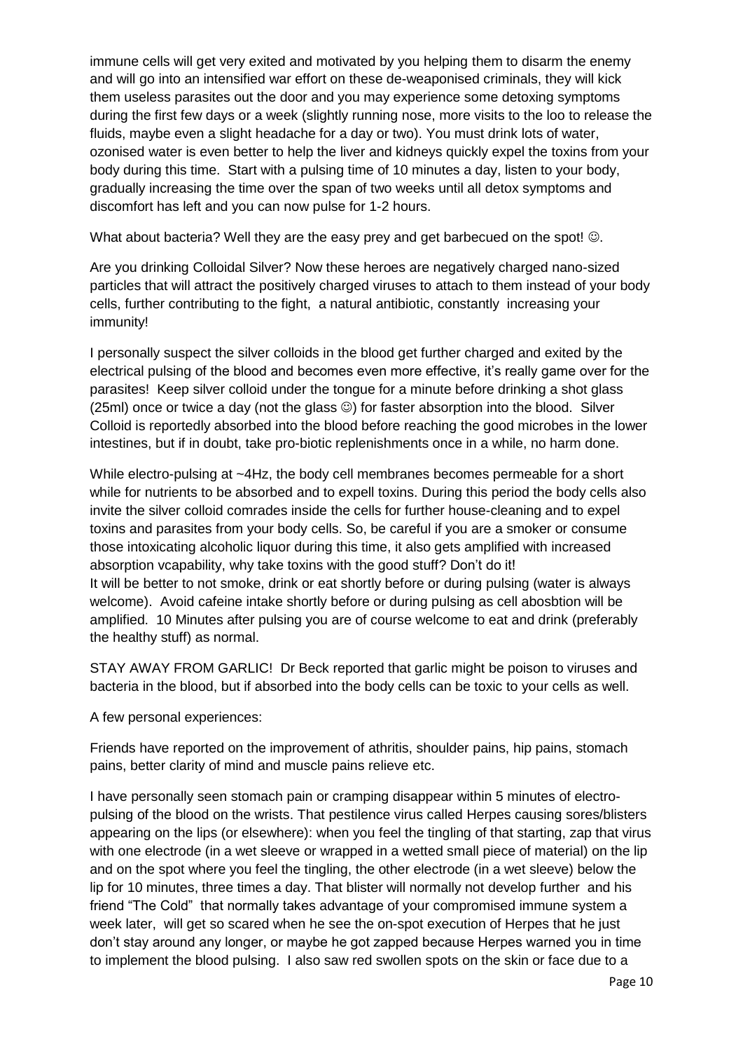immune cells will get very exited and motivated by you helping them to disarm the enemy and will go into an intensified war effort on these de-weaponised criminals, they will kick them useless parasites out the door and you may experience some detoxing symptoms during the first few days or a week (slightly running nose, more visits to the loo to release the fluids, maybe even a slight headache for a day or two). You must drink lots of water, ozonised water is even better to help the liver and kidneys quickly expel the toxins from your body during this time. Start with a pulsing time of 10 minutes a day, listen to your body, gradually increasing the time over the span of two weeks until all detox symptoms and discomfort has left and you can now pulse for 1-2 hours.

What about bacteria? Well they are the easy prey and get barbecued on the spot! ☺.

Are you drinking Colloidal Silver? Now these heroes are negatively charged nano-sized particles that will attract the positively charged viruses to attach to them instead of your body cells, further contributing to the fight, a natural antibiotic, constantly increasing your immunity!

I personally suspect the silver colloids in the blood get further charged and exited by the electrical pulsing of the blood and becomes even more effective, it's really game over for the parasites! Keep silver colloid under the tongue for a minute before drinking a shot glass (25ml) once or twice a day (not the glass ☺) for faster absorption into the blood. Silver Colloid is reportedly absorbed into the blood before reaching the good microbes in the lower intestines, but if in doubt, take pro-biotic replenishments once in a while, no harm done.

While electro-pulsing at ~4Hz, the body cell membranes becomes permeable for a short while for nutrients to be absorbed and to expell toxins. During this period the body cells also invite the silver colloid comrades inside the cells for further house-cleaning and to expel toxins and parasites from your body cells. So, be careful if you are a smoker or consume those intoxicating alcoholic liquor during this time, it also gets amplified with increased absorption vcapability, why take toxins with the good stuff? Don't do it!
It will be better to not smoke, drink or eat shortly before or during pulsing (water is always welcome). Avoid cafeine intake shortly before or during pulsing as cell abosbtion will be amplified. 10 Minutes after pulsing you are of course welcome to eat and drink (preferably the healthy stuff) as normal.

STAY AWAY FROM GARLIC! Dr Beck reported that garlic might be poison to viruses and bacteria in the blood, but if absorbed into the body cells can be toxic to your cells as well.

A few personal experiences:

Friends have reported on the improvement of athritis, shoulder pains, hip pains, stomach pains, better clarity of mind and muscle pains relieve etc.

I have personally seen stomach pain or cramping disappear within 5 minutes of electro-pulsing of the blood on the wrists. That pestilence virus called Herpes causing sores/blisters appearing on the lips (or elsewhere): when you feel the tingling of that starting, zap that virus with one electrode (in a wet sleeve or wrapped in a wetted small piece of material) on the lip and on the spot where you feel the tingling, the other electrode (in a wet sleeve) below the lip for 10 minutes, three times a day. That blister will normally not develop further and his friend "The Cold" that normally takes advantage of your compromised immune system a week later, will get so scared when he see the on-spot execution of Herpes that he just don't stay around any longer, or maybe he got zapped because Herpes warned you in time to implement the blood pulsing. I also saw red swollen spots on the skin or face due to a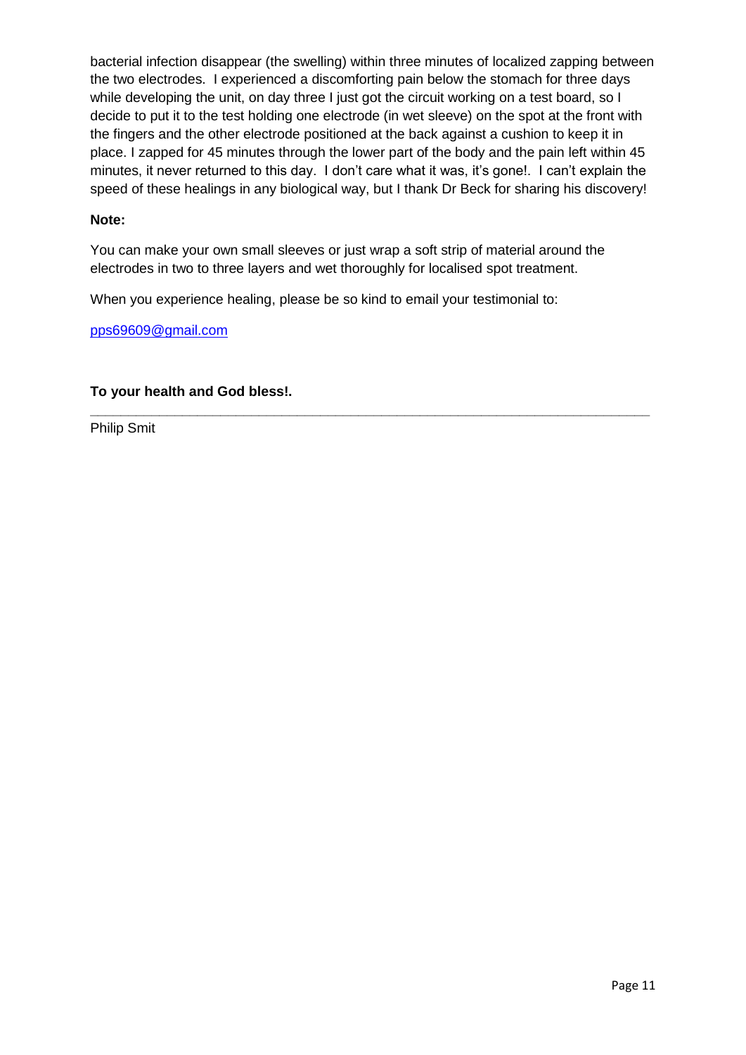bacterial infection disappear (the swelling) within three minutes of localized zapping between the two electrodes. I experienced a discomforting pain below the stomach for three days while developing the unit, on day three I just got the circuit working on a test board, so I decide to put it to the test holding one electrode (in wet sleeve) on the spot at the front with the fingers and the other electrode positioned at the back against a cushion to keep it in place. I zapped for 45 minutes through the lower part of the body and the pain left within 45 minutes, it never returned to this day. I don't care what it was, it's gone!. I can't explain the speed of these healings in any biological way, but I thank Dr Beck for sharing his discovery!

**Note:**

You can make your own small sleeves or just wrap a soft strip of material around the electrodes in two to three layers and wet thoroughly for localised spot treatment.

When you experience healing, please be so kind to email your testimonial to:

pps69609@gmail.com

**To your health and God bless!.**

---

Philip Smit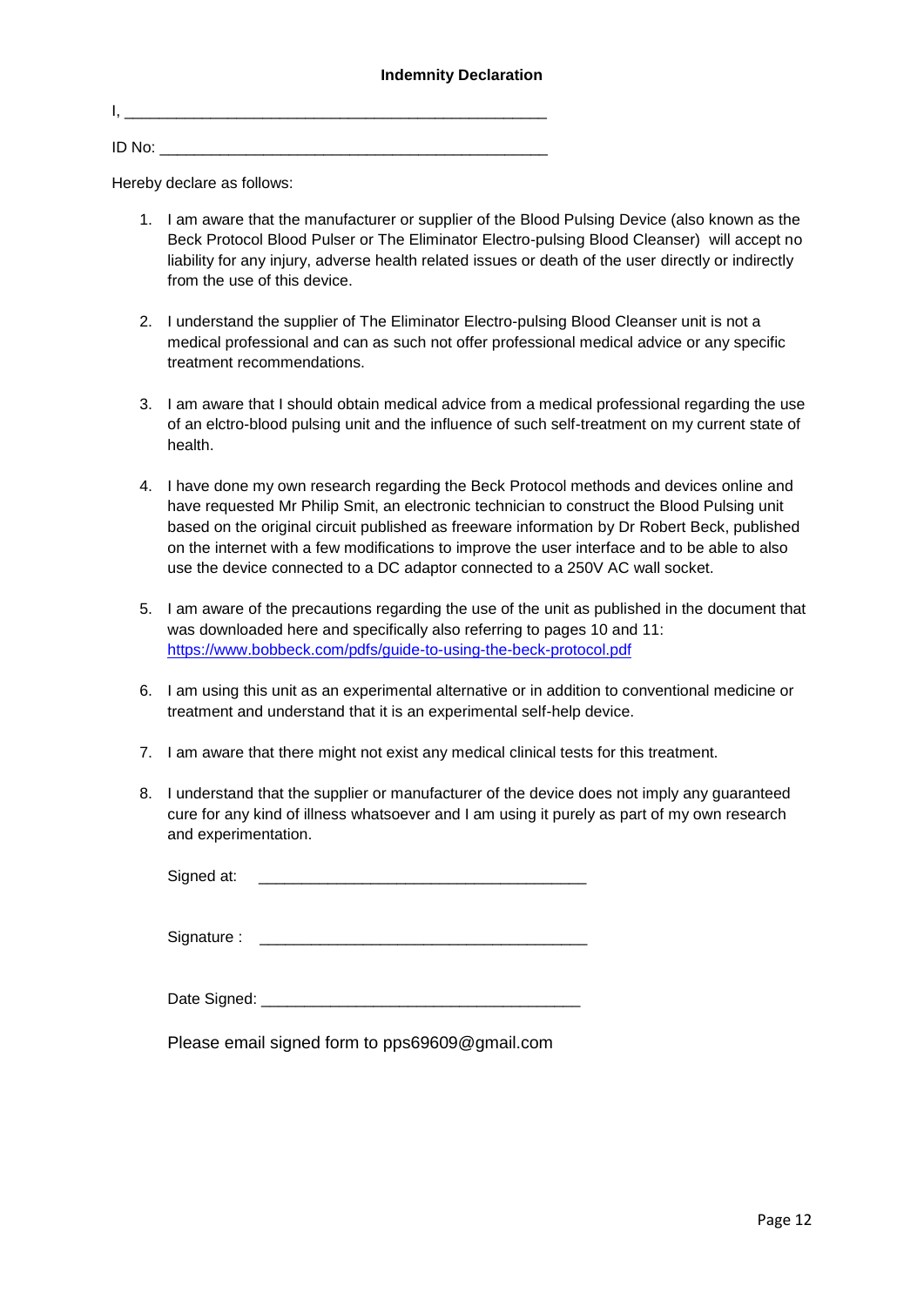**Indemnity Declaration**

I, ________________________________________________

ID No: ____________________________________________

Hereby declare as follows:

1. I am aware that the manufacturer or supplier of the Blood Pulsing Device (also known as the Beck Protocol Blood Pulser or The Eliminator Electro-pulsing Blood Cleanser) will accept no liability for any injury, adverse health related issues or death of the user directly or indirectly from the use of this device.

2. I understand the supplier of The Eliminator Electro-pulsing Blood Cleanser unit is not a medical professional and can as such not offer professional medical advice or any specific treatment recommendations.

3. I am aware that I should obtain medical advice from a medical professional regarding the use of an elctro-blood pulsing unit and the influence of such self-treatment on my current state of health.

4. I have done my own research regarding the Beck Protocol methods and devices online and have requested Mr Philip Smit, an electronic technician to construct the Blood Pulsing unit based on the original circuit published as freeware information by Dr Robert Beck, published on the internet with a few modifications to improve the user interface and to be able to also use the device connected to a DC adaptor connected to a 250V AC wall socket.

5. I am aware of the precautions regarding the use of the unit as published in the document that was downloaded here and specifically also referring to pages 10 and 11: [https://www.bobbeck.com/pdfs/guide-to-using-the-beck-protocol.pdf](https://www.bobbeck.com/pdfs/guide-to-using-the-beck-protocol.pdf)

6. I am using this unit as an experimental alternative or in addition to conventional medicine or treatment and understand that it is an experimental self-help device.

7. I am aware that there might not exist any medical clinical tests for this treatment.

8. I understand that the supplier or manufacturer of the device does not imply any guaranteed cure for any kind of illness whatsoever and I am using it purely as part of my own research and experimentation.

Signed at: ______________________________________

Signature : ______________________________________

Date Signed: ____________________________________

Please email signed form to pps69609@gmail.com